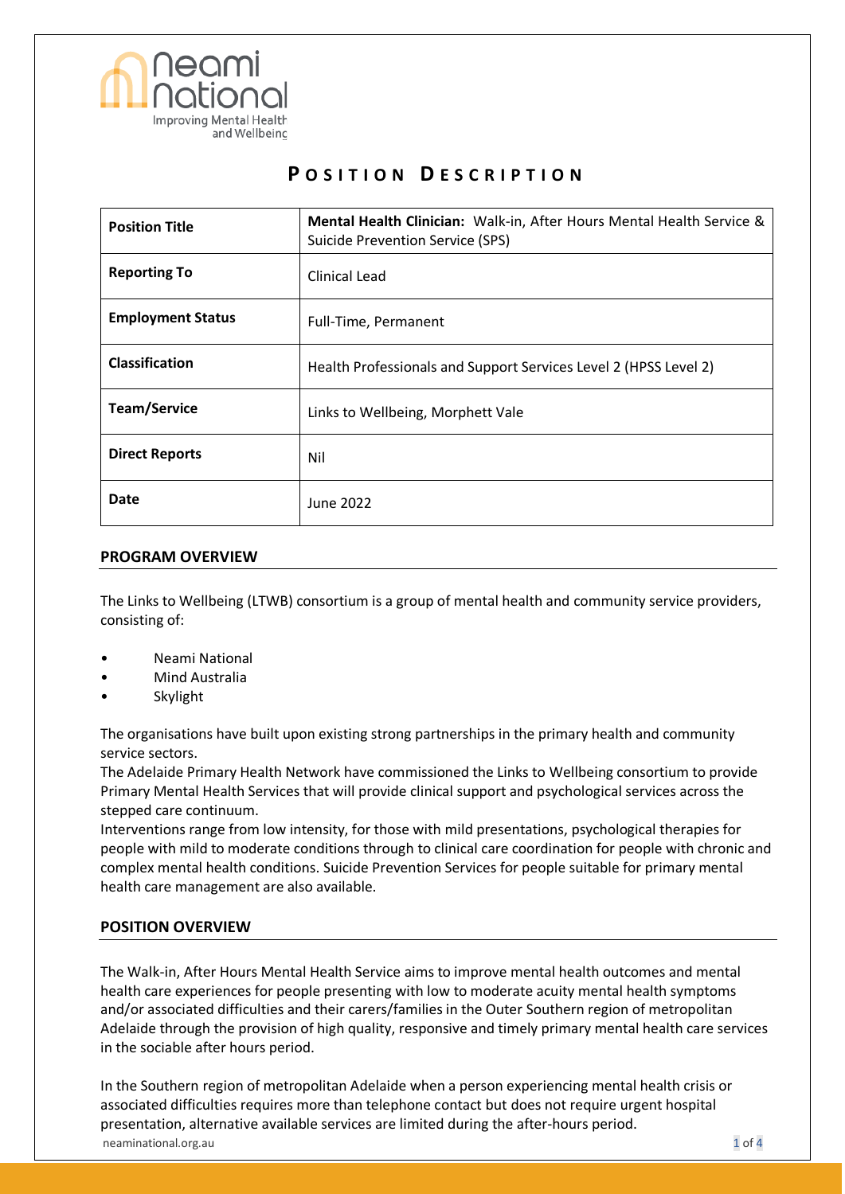# POSITION DESCRIPTION

| Position Title | **Mental Health Clinician:** Walk-in, After Hours Mental Health Service & Suicide Prevention Service (SPS) |
|---|---|
| **Reporting To** | Clinical Lead |
| **Employment Status** | Full-Time, Permanent |
| **Classification** | Health Professionals and Support Services Level 2 (HPSS Level 2) |
| **Team/Service** | Links to Wellbeing, Morphett Vale |
| **Direct Reports** | Nil |
| **Date** | June 2022 |

## PROGRAM OVERVIEW

The Links to Wellbeing (LTWB) consortium is a group of mental health and community service providers, consisting of:

- Neami National
- Mind Australia
- Skylight

The organisations have built upon existing strong partnerships in the primary health and community service sectors.
The Adelaide Primary Health Network have commissioned the Links to Wellbeing consortium to provide Primary Mental Health Services that will provide clinical support and psychological services across the stepped care continuum.
Interventions range from low intensity, for those with mild presentations, psychological therapies for people with mild to moderate conditions through to clinical care coordination for people with chronic and complex mental health conditions. Suicide Prevention Services for people suitable for primary mental health care management are also available.

## POSITION OVERVIEW

The Walk-in, After Hours Mental Health Service aims to improve mental health outcomes and mental health care experiences for people presenting with low to moderate acuity mental health symptoms and/or associated difficulties and their carers/families in the Outer Southern region of metropolitan Adelaide through the provision of high quality, responsive and timely primary mental health care services in the sociable after hours period.

In the Southern region of metropolitan Adelaide when a person experiencing mental health crisis or associated difficulties requires more than telephone contact but does not require urgent hospital presentation, alternative available services are limited during the after-hours period.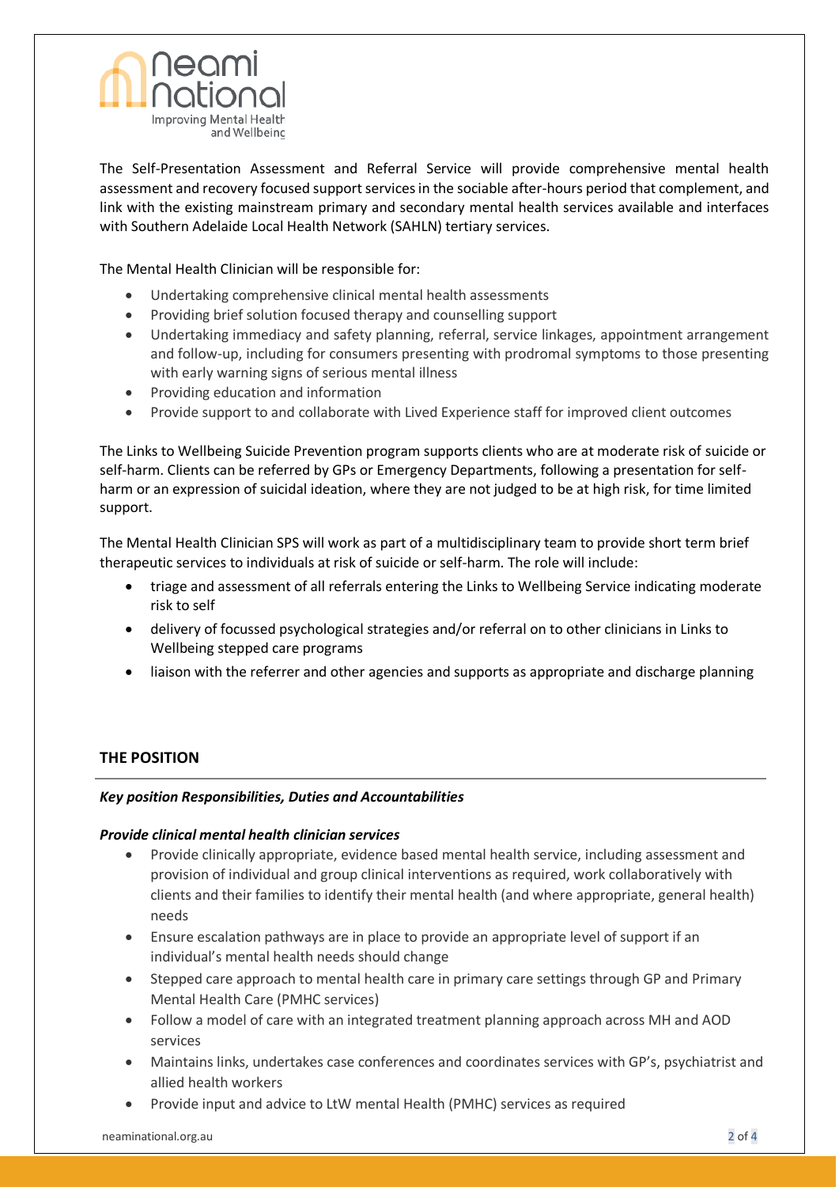The Self-Presentation Assessment and Referral Service will provide comprehensive mental health assessment and recovery focused support services in the sociable after-hours period that complement, and link with the existing mainstream primary and secondary mental health services available and interfaces with Southern Adelaide Local Health Network (SAHLN) tertiary services.

The Mental Health Clinician will be responsible for:

- Undertaking comprehensive clinical mental health assessments
- Providing brief solution focused therapy and counselling support
- Undertaking immediacy and safety planning, referral, service linkages, appointment arrangement and follow-up, including for consumers presenting with prodromal symptoms to those presenting with early warning signs of serious mental illness
- Providing education and information
- Provide support to and collaborate with Lived Experience staff for improved client outcomes

The Links to Wellbeing Suicide Prevention program supports clients who are at moderate risk of suicide or self-harm. Clients can be referred by GPs or Emergency Departments, following a presentation for self-harm or an expression of suicidal ideation, where they are not judged to be at high risk, for time limited support.

The Mental Health Clinician SPS will work as part of a multidisciplinary team to provide short term brief therapeutic services to individuals at risk of suicide or self-harm. The role will include:

- triage and assessment of all referrals entering the Links to Wellbeing Service indicating moderate risk to self
- delivery of focussed psychological strategies and/or referral on to other clinicians in Links to Wellbeing stepped care programs
- liaison with the referrer and other agencies and supports as appropriate and discharge planning

## THE POSITION

***Key position Responsibilities, Duties and Accountabilities***

***Provide clinical mental health clinician services***

- Provide clinically appropriate, evidence based mental health service, including assessment and provision of individual and group clinical interventions as required, work collaboratively with clients and their families to identify their mental health (and where appropriate, general health) needs
- Ensure escalation pathways are in place to provide an appropriate level of support if an individual's mental health needs should change
- Stepped care approach to mental health care in primary care settings through GP and Primary Mental Health Care (PMHC services)
- Follow a model of care with an integrated treatment planning approach across MH and AOD services
- Maintains links, undertakes case conferences and coordinates services with GP's, psychiatrist and allied health workers
- Provide input and advice to LtW mental Health (PMHC) services as required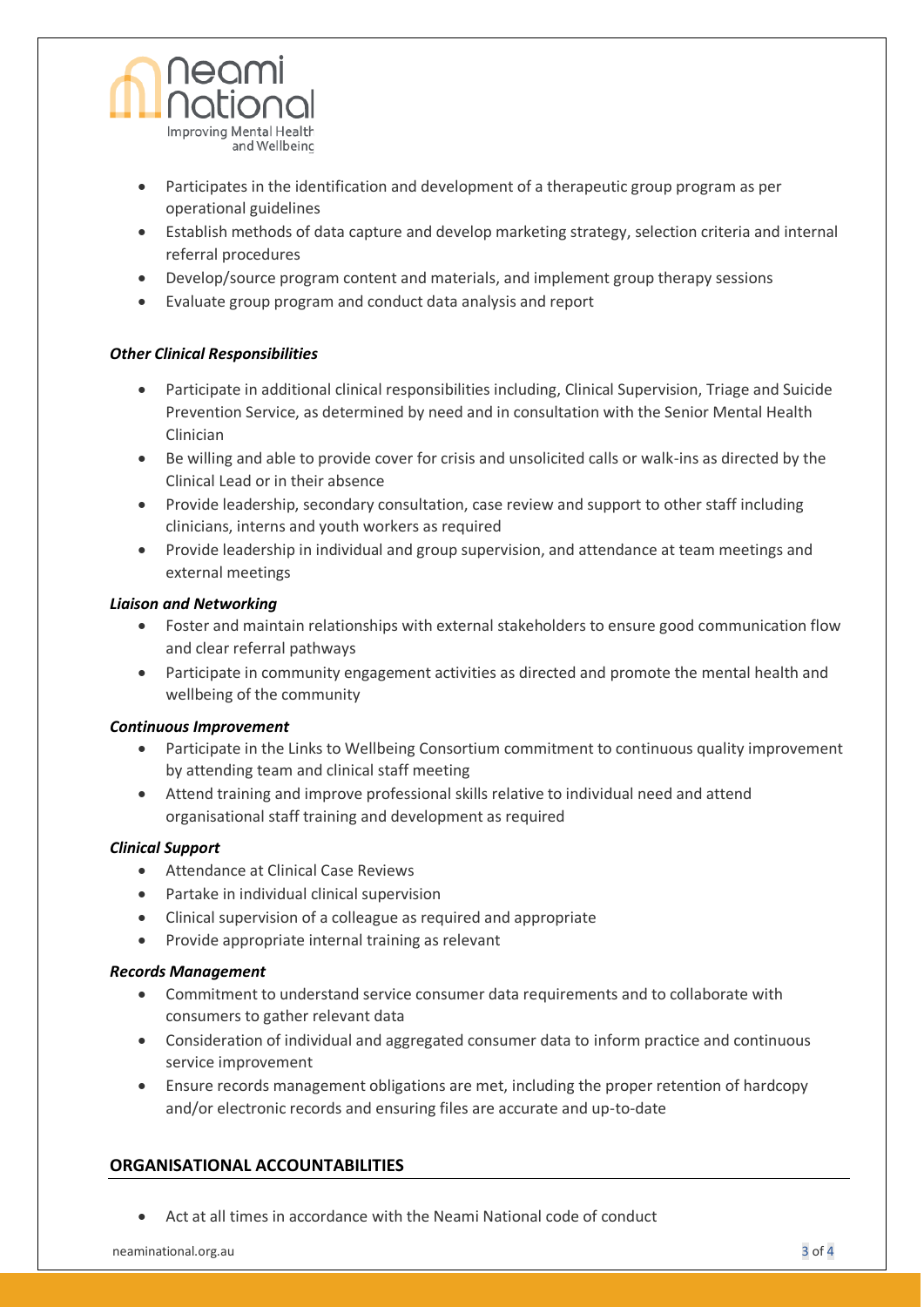- Participates in the identification and development of a therapeutic group program as per operational guidelines
- Establish methods of data capture and develop marketing strategy, selection criteria and internal referral procedures
- Develop/source program content and materials, and implement group therapy sessions
- Evaluate group program and conduct data analysis and report

***Other Clinical Responsibilities***

- Participate in additional clinical responsibilities including, Clinical Supervision, Triage and Suicide Prevention Service, as determined by need and in consultation with the Senior Mental Health Clinician
- Be willing and able to provide cover for crisis and unsolicited calls or walk-ins as directed by the Clinical Lead or in their absence
- Provide leadership, secondary consultation, case review and support to other staff including clinicians, interns and youth workers as required
- Provide leadership in individual and group supervision, and attendance at team meetings and external meetings

***Liaison and Networking***

- Foster and maintain relationships with external stakeholders to ensure good communication flow and clear referral pathways
- Participate in community engagement activities as directed and promote the mental health and wellbeing of the community

***Continuous Improvement***

- Participate in the Links to Wellbeing Consortium commitment to continuous quality improvement by attending team and clinical staff meeting
- Attend training and improve professional skills relative to individual need and attend organisational staff training and development as required

***Clinical Support***

- Attendance at Clinical Case Reviews
- Partake in individual clinical supervision
- Clinical supervision of a colleague as required and appropriate
- Provide appropriate internal training as relevant

***Records Management***

- Commitment to understand service consumer data requirements and to collaborate with consumers to gather relevant data
- Consideration of individual and aggregated consumer data to inform practice and continuous service improvement
- Ensure records management obligations are met, including the proper retention of hardcopy and/or electronic records and ensuring files are accurate and up-to-date

## ORGANISATIONAL ACCOUNTABILITIES

- Act at all times in accordance with the Neami National code of conduct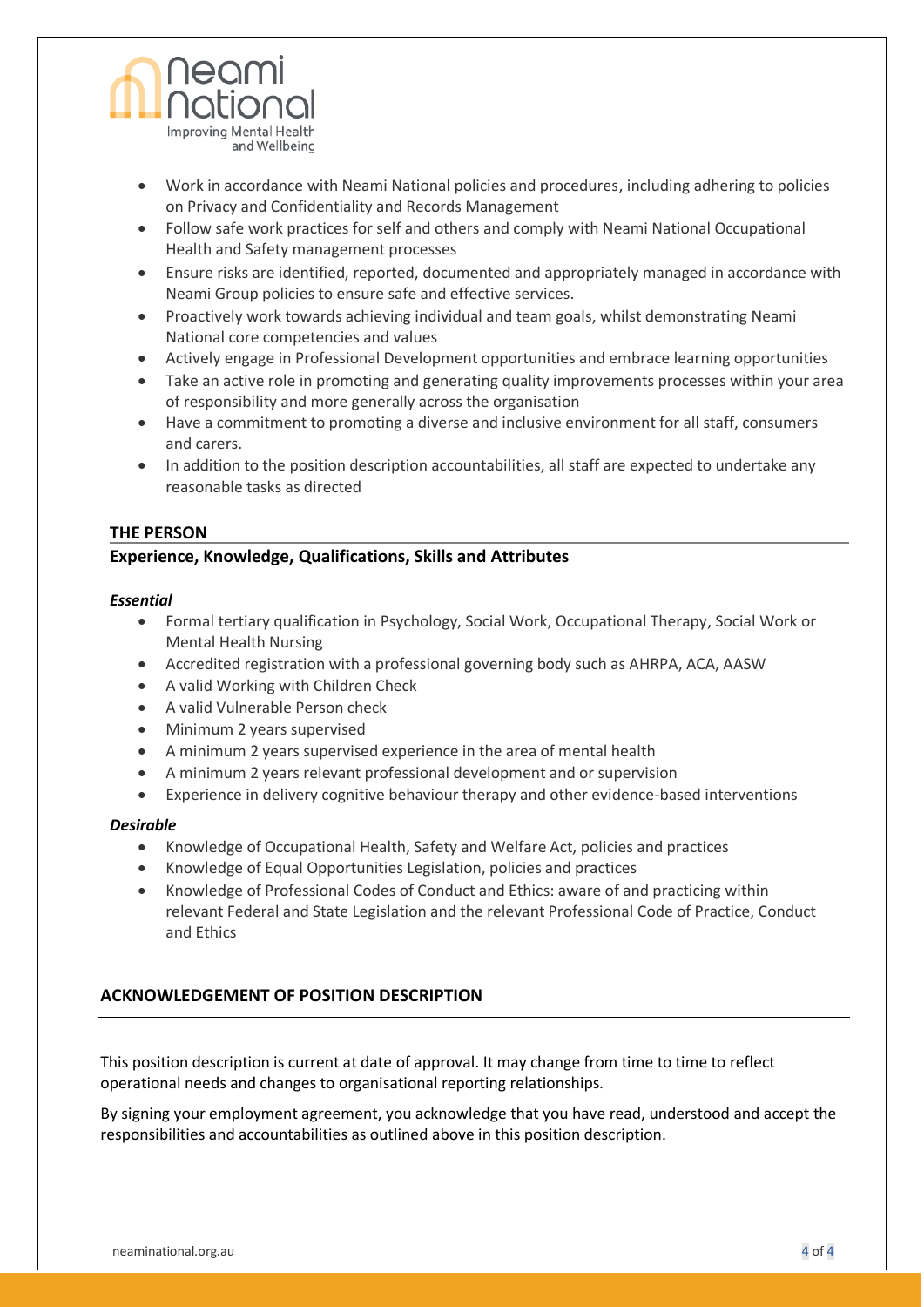- Work in accordance with Neami National policies and procedures, including adhering to policies on Privacy and Confidentiality and Records Management
- Follow safe work practices for self and others and comply with Neami National Occupational Health and Safety management processes
- Ensure risks are identified, reported, documented and appropriately managed in accordance with Neami Group policies to ensure safe and effective services.
- Proactively work towards achieving individual and team goals, whilst demonstrating Neami National core competencies and values
- Actively engage in Professional Development opportunities and embrace learning opportunities
- Take an active role in promoting and generating quality improvements processes within your area of responsibility and more generally across the organisation
- Have a commitment to promoting a diverse and inclusive environment for all staff, consumers and carers.
- In addition to the position description accountabilities, all staff are expected to undertake any reasonable tasks as directed

## THE PERSON

### Experience, Knowledge, Qualifications, Skills and Attributes

***Essential***

- Formal tertiary qualification in Psychology, Social Work, Occupational Therapy, Social Work or Mental Health Nursing
- Accredited registration with a professional governing body such as AHRPA, ACA, AASW
- A valid Working with Children Check
- A valid Vulnerable Person check
- Minimum 2 years supervised
- A minimum 2 years supervised experience in the area of mental health
- A minimum 2 years relevant professional development and or supervision
- Experience in delivery cognitive behaviour therapy and other evidence-based interventions

***Desirable***

- Knowledge of Occupational Health, Safety and Welfare Act, policies and practices
- Knowledge of Equal Opportunities Legislation, policies and practices
- Knowledge of Professional Codes of Conduct and Ethics: aware of and practicing within relevant Federal and State Legislation and the relevant Professional Code of Practice, Conduct and Ethics

## ACKNOWLEDGEMENT OF POSITION DESCRIPTION

This position description is current at date of approval. It may change from time to time to reflect operational needs and changes to organisational reporting relationships.

By signing your employment agreement, you acknowledge that you have read, understood and accept the responsibilities and accountabilities as outlined above in this position description.